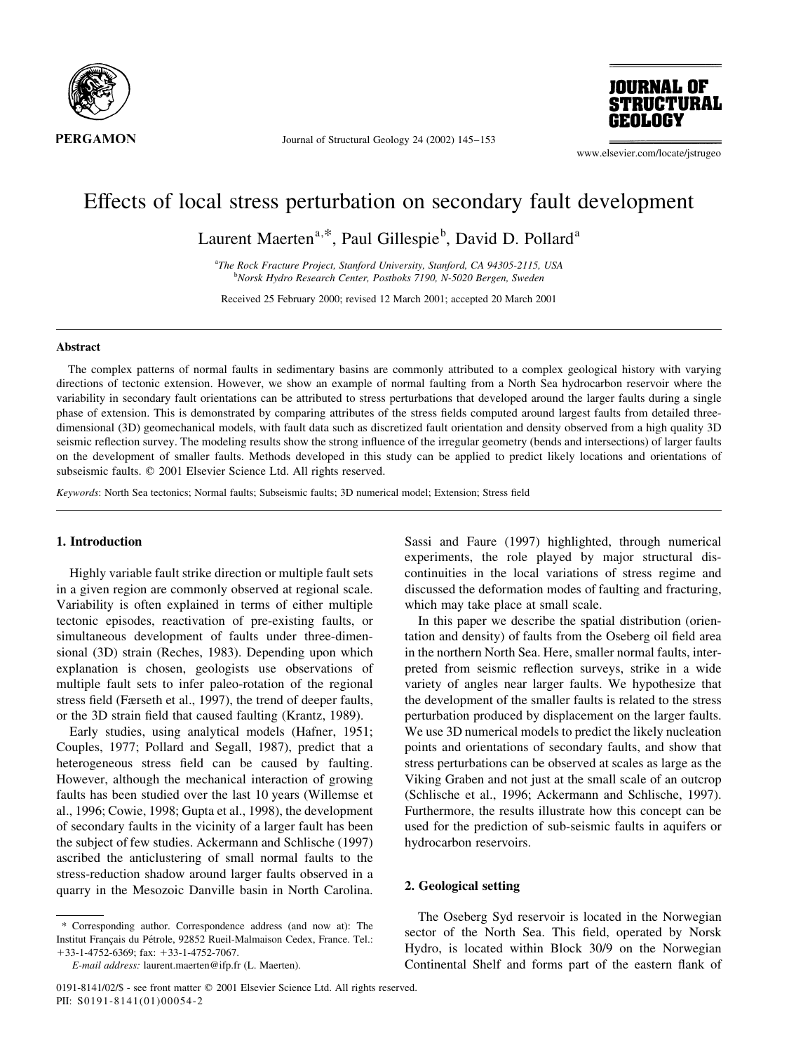# Effects of local stress perturbation on secondary fault development

Laurent Maerten[a,*], Paul Gillespie[b], David D. Pollard[a]

[a]The Rock Fracture Project, Stanford University, Stanford, CA 94305-2115, USA
[b]Norsk Hydro Research Center, Postboks 7190, N-5020 Bergen, Sweden

Received 25 February 2000; revised 12 March 2001; accepted 20 March 2001

## Abstract

The complex patterns of normal faults in sedimentary basins are commonly attributed to a complex geological history with varying directions of tectonic extension. However, we show an example of normal faulting from a North Sea hydrocarbon reservoir where the variability in secondary fault orientations can be attributed to stress perturbations that developed around the larger faults during a single phase of extension. This is demonstrated by comparing attributes of the stress fields computed around largest faults from detailed three-dimensional (3D) geomechanical models, with fault data such as discretized fault orientation and density observed from a high quality 3D seismic reflection survey. The modeling results show the strong influence of the irregular geometry (bends and intersections) of larger faults on the development of smaller faults. Methods developed in this study can be applied to predict likely locations and orientations of subseismic faults. © 2001 Elsevier Science Ltd. All rights reserved.

*Keywords*: North Sea tectonics; Normal faults; Subseismic faults; 3D numerical model; Extension; Stress field

## 1. Introduction

Highly variable fault strike direction or multiple fault sets in a given region are commonly observed at regional scale. Variability is often explained in terms of either multiple tectonic episodes, reactivation of pre-existing faults, or simultaneous development of faults under three-dimensional (3D) strain (Reches, 1983). Depending upon which explanation is chosen, geologists use observations of multiple fault sets to infer paleo-rotation of the regional stress field (Færseth et al., 1997), the trend of deeper faults, or the 3D strain field that caused faulting (Krantz, 1989).

Early studies, using analytical models (Hafner, 1951; Couples, 1977; Pollard and Segall, 1987), predict that a heterogeneous stress field can be caused by faulting. However, although the mechanical interaction of growing faults has been studied over the last 10 years (Willemse et al., 1996; Cowie, 1998; Gupta et al., 1998), the development of secondary faults in the vicinity of a larger fault has been the subject of few studies. Ackermann and Schlische (1997) ascribed the anticlustering of small normal faults to the stress-reduction shadow around larger faults observed in a quarry in the Mesozoic Danville basin in North Carolina. Sassi and Faure (1997) highlighted, through numerical experiments, the role played by major structural discontinuities in the local variations of stress regime and discussed the deformation modes of faulting and fracturing, which may take place at small scale.

In this paper we describe the spatial distribution (orientation and density) of faults from the Oseberg oil field area in the northern North Sea. Here, smaller normal faults, interpreted from seismic reflection surveys, strike in a wide variety of angles near larger faults. We hypothesize that the development of the smaller faults is related to the stress perturbation produced by displacement on the larger faults. We use 3D numerical models to predict the likely nucleation points and orientations of secondary faults, and show that stress perturbations can be observed at scales as large as the Viking Graben and not just at the small scale of an outcrop (Schlische et al., 1996; Ackermann and Schlische, 1997). Furthermore, the results illustrate how this concept can be used for the prediction of sub-seismic faults in aquifers or hydrocarbon reservoirs.

## 2. Geological setting

The Oseberg Syd reservoir is located in the Norwegian sector of the North Sea. This field, operated by Norsk Hydro, is located within Block 30/9 on the Norwegian Continental Shelf and forms part of the eastern flank of

\* Corresponding author. Correspondence address (and now at): The Institut Français du Pétrole, 92852 Rueil-Malmaison Cedex, France. Tel.: +33-1-4752-6369; fax: +33-1-4752-7067.

*E-mail address:* laurent.maerten@ifp.fr (L. Maerten).

0191-8141/02/$ - see front matter © 2001 Elsevier Science Ltd. All rights reserved.
PII: S0191-8141(01)00054-2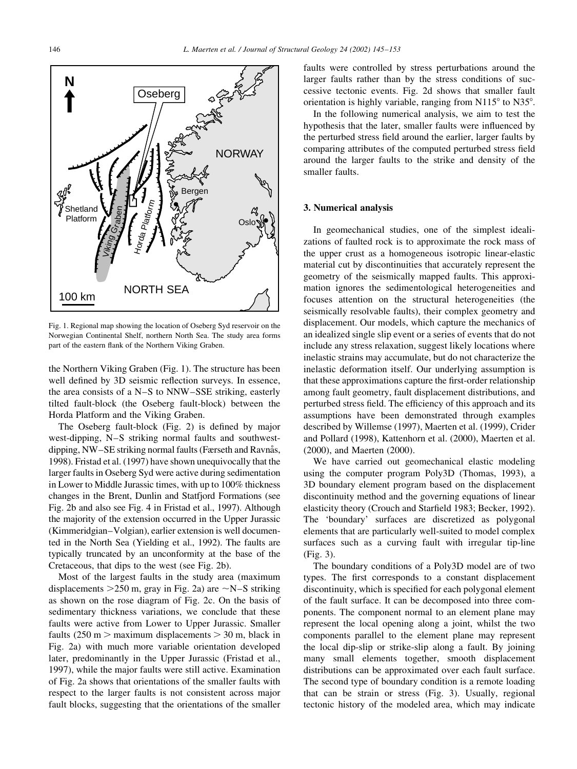Fig. 1. Regional map showing the location of Oseberg Syd reservoir on the Norwegian Continental Shelf, northern North Sea. The study area forms part of the eastern flank of the Northern Viking Graben.

the Northern Viking Graben (Fig. 1). The structure has been well defined by 3D seismic reflection surveys. In essence, the area consists of a N–S to NNW–SSE striking, easterly tilted fault-block (the Oseberg fault-block) between the Horda Platform and the Viking Graben.

The Oseberg fault-block (Fig. 2) is defined by major west-dipping, N–S striking normal faults and southwest-dipping, NW–SE striking normal faults (Færseth and Ravnås, 1998). Fristad et al. (1997) have shown unequivocally that the larger faults in Oseberg Syd were active during sedimentation in Lower to Middle Jurassic times, with up to 100% thickness changes in the Brent, Dunlin and Statfjord Formations (see Fig. 2b and also see Fig. 4 in Fristad et al., 1997). Although the majority of the extension occurred in the Upper Jurassic (Kimmeridgian–Volgian), earlier extension is well documented in the North Sea (Yielding et al., 1992). The faults are typically truncated by an unconformity at the base of the Cretaceous, that dips to the west (see Fig. 2b).

Most of the largest faults in the study area (maximum displacements >250 m, gray in Fig. 2a) are ~N–S striking as shown on the rose diagram of Fig. 2c. On the basis of sedimentary thickness variations, we conclude that these faults were active from Lower to Upper Jurassic. Smaller faults (250 m > maximum displacements > 30 m, black in Fig. 2a) with much more variable orientation developed later, predominantly in the Upper Jurassic (Fristad et al., 1997), while the major faults were still active. Examination of Fig. 2a shows that orientations of the smaller faults with respect to the larger faults is not consistent across major fault blocks, suggesting that the orientations of the smaller faults were controlled by stress perturbations around the larger faults rather than by the stress conditions of successive tectonic events. Fig. 2d shows that smaller fault orientation is highly variable, ranging from N115° to N35°.

In the following numerical analysis, we aim to test the hypothesis that the later, smaller faults were influenced by the perturbed stress field around the earlier, larger faults by comparing attributes of the computed perturbed stress field around the larger faults to the strike and density of the smaller faults.

## 3. Numerical analysis

In geomechanical studies, one of the simplest idealizations of faulted rock is to approximate the rock mass of the upper crust as a homogeneous isotropic linear-elastic material cut by discontinuities that accurately represent the geometry of the seismically mapped faults. This approximation ignores the sedimentological heterogeneities and focuses attention on the structural heterogeneities (the seismically resolvable faults), their complex geometry and displacement. Our models, which capture the mechanics of an idealized single slip event or a series of events that do not include any stress relaxation, suggest likely locations where inelastic strains may accumulate, but do not characterize the inelastic deformation itself. Our underlying assumption is that these approximations capture the first-order relationship among fault geometry, fault displacement distributions, and perturbed stress field. The efficiency of this approach and its assumptions have been demonstrated through examples described by Willemse (1997), Maerten et al. (1999), Crider and Pollard (1998), Kattenhorn et al. (2000), Maerten et al. (2000), and Maerten (2000).

We have carried out geomechanical elastic modeling using the computer program Poly3D (Thomas, 1993), a 3D boundary element program based on the displacement discontinuity method and the governing equations of linear elasticity theory (Crouch and Starfield 1983; Becker, 1992). The 'boundary' surfaces are discretized as polygonal elements that are particularly well-suited to model complex surfaces such as a curving fault with irregular tip-line (Fig. 3).

The boundary conditions of a Poly3D model are of two types. The first corresponds to a constant displacement discontinuity, which is specified for each polygonal element of the fault surface. It can be decomposed into three components. The component normal to an element plane may represent the local opening along a joint, whilst the two components parallel to the element plane may represent the local dip-slip or strike-slip along a fault. By joining many small elements together, smooth displacement distributions can be approximated over each fault surface. The second type of boundary condition is a remote loading that can be strain or stress (Fig. 3). Usually, regional tectonic history of the modeled area, which may indicate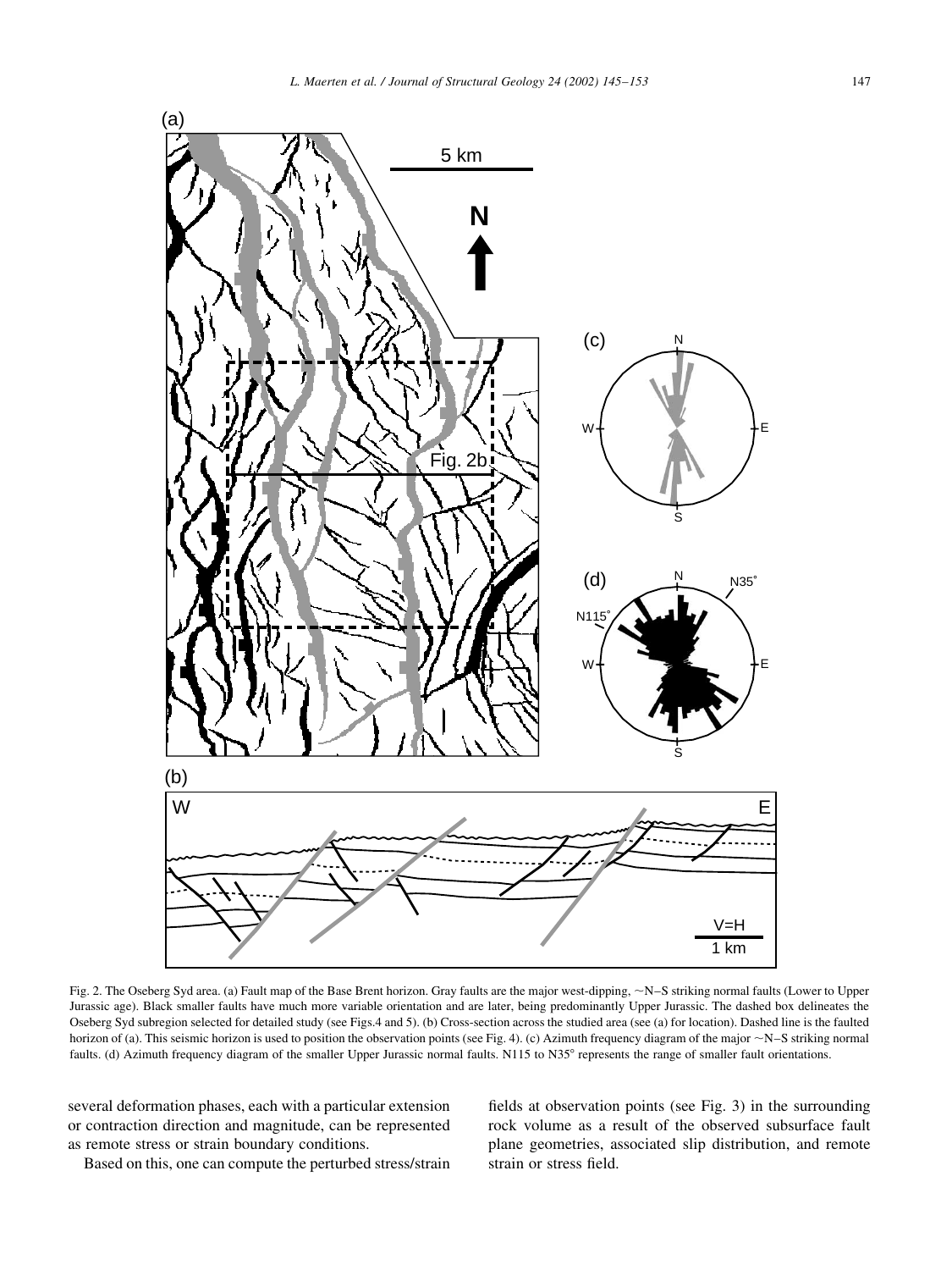Fig. 2. The Oseberg Syd area. (a) Fault map of the Base Brent horizon. Gray faults are the major west-dipping, ~N–S striking normal faults (Lower to Upper Jurassic age). Black smaller faults have much more variable orientation and are later, being predominantly Upper Jurassic. The dashed box delineates the Oseberg Syd subregion selected for detailed study (see Figs.4 and 5). (b) Cross-section across the studied area (see (a) for location). Dashed line is the faulted horizon of (a). This seismic horizon is used to position the observation points (see Fig. 4). (c) Azimuth frequency diagram of the major ~N–S striking normal faults. (d) Azimuth frequency diagram of the smaller Upper Jurassic normal faults. N115 to N35° represents the range of smaller fault orientations.

several deformation phases, each with a particular extension or contraction direction and magnitude, can be represented as remote stress or strain boundary conditions.

Based on this, one can compute the perturbed stress/strain fields at observation points (see Fig. 3) in the surrounding rock volume as a result of the observed subsurface fault plane geometries, associated slip distribution, and remote strain or stress field.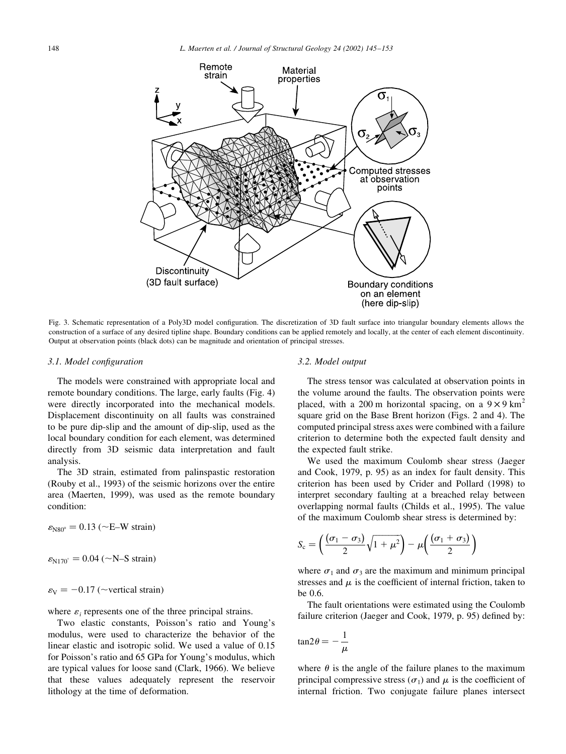Fig. 3. Schematic representation of a Poly3D model configuration. The discretization of 3D fault surface into triangular boundary elements allows the construction of a surface of any desired tipline shape. Boundary conditions can be applied remotely and locally, at the center of each element discontinuity. Output at observation points (black dots) can be magnitude and orientation of principal stresses.

### 3.1. Model configuration

The models were constrained with appropriate local and remote boundary conditions. The large, early faults (Fig. 4) were directly incorporated into the mechanical models. Displacement discontinuity on all faults was constrained to be pure dip-slip and the amount of dip-slip, used as the local boundary condition for each element, was determined directly from 3D seismic data interpretation and fault analysis.

The 3D strain, estimated from palinspastic restoration (Rouby et al., 1993) of the seismic horizons over the entire area (Maerten, 1999), was used as the remote boundary condition:

$\varepsilon_{N80^\circ} = 0.13$ (~E–W strain)

$\varepsilon_{N170^\circ} = 0.04$ (~N–S strain)

$\varepsilon_V = -0.17$ (~vertical strain)

where $\varepsilon_i$ represents one of the three principal strains.

Two elastic constants, Poisson's ratio and Young's modulus, were used to characterize the behavior of the linear elastic and isotropic solid. We used a value of 0.15 for Poisson's ratio and 65 GPa for Young's modulus, which are typical values for loose sand (Clark, 1966). We believe that these values adequately represent the reservoir lithology at the time of deformation.

### 3.2. Model output

The stress tensor was calculated at observation points in the volume around the faults. The observation points were placed, with a 200 m horizontal spacing, on a $9 \times 9\ \text{km}^2$ square grid on the Base Brent horizon (Figs. 2 and 4). The computed principal stress axes were combined with a failure criterion to determine both the expected fault density and the expected fault strike.

We used the maximum Coulomb shear stress (Jaeger and Cook, 1979, p. 95) as an index for fault density. This criterion has been used by Crider and Pollard (1998) to interpret secondary faulting at a breached relay between overlapping normal faults (Childs et al., 1995). The value of the maximum Coulomb shear stress is determined by:

$$S_c = \left(\frac{(\sigma_1 - \sigma_3)}{2}\sqrt{1 + \mu^2}\right) - \mu\left(\frac{(\sigma_1 + \sigma_3)}{2}\right)$$

where $\sigma_1$ and $\sigma_3$ are the maximum and minimum principal stresses and $\mu$ is the coefficient of internal friction, taken to be 0.6.

The fault orientations were estimated using the Coulomb failure criterion (Jaeger and Cook, 1979, p. 95) defined by:

$$\tan 2\theta = -\frac{1}{\mu}$$

where $\theta$ is the angle of the failure planes to the maximum principal compressive stress ($\sigma_1$) and $\mu$ is the coefficient of internal friction. Two conjugate failure planes intersect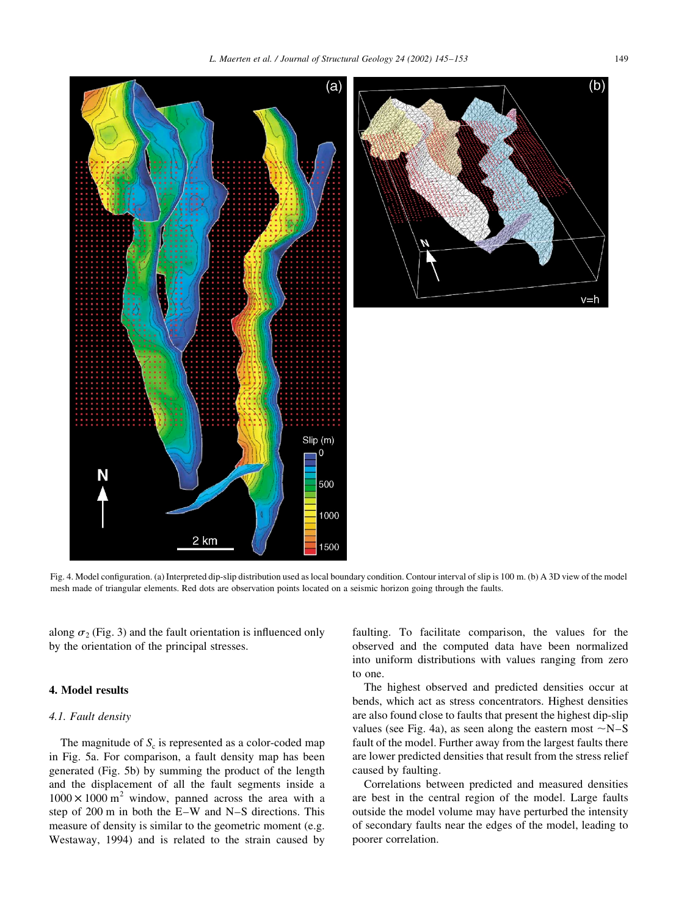Fig. 4. Model configuration. (a) Interpreted dip-slip distribution used as local boundary condition. Contour interval of slip is 100 m. (b) A 3D view of the model mesh made of triangular elements. Red dots are observation points located on a seismic horizon going through the faults.

along $\sigma_2$ (Fig. 3) and the fault orientation is influenced only by the orientation of the principal stresses.

## 4. Model results

### 4.1. Fault density

The magnitude of $S_c$ is represented as a color-coded map in Fig. 5a. For comparison, a fault density map has been generated (Fig. 5b) by summing the product of the length and the displacement of all the fault segments inside a $1000 \times 1000\ \text{m}^2$ window, panned across the area with a step of 200 m in both the E–W and N–S directions. This measure of density is similar to the geometric moment (e.g. Westaway, 1994) and is related to the strain caused by faulting. To facilitate comparison, the values for the observed and the computed data have been normalized into uniform distributions with values ranging from zero to one.

The highest observed and predicted densities occur at bends, which act as stress concentrators. Highest densities are also found close to faults that present the highest dip-slip values (see Fig. 4a), as seen along the eastern most ~N–S fault of the model. Further away from the largest faults there are lower predicted densities that result from the stress relief caused by faulting.

Correlations between predicted and measured densities are best in the central region of the model. Large faults outside the model volume may have perturbed the intensity of secondary faults near the edges of the model, leading to poorer correlation.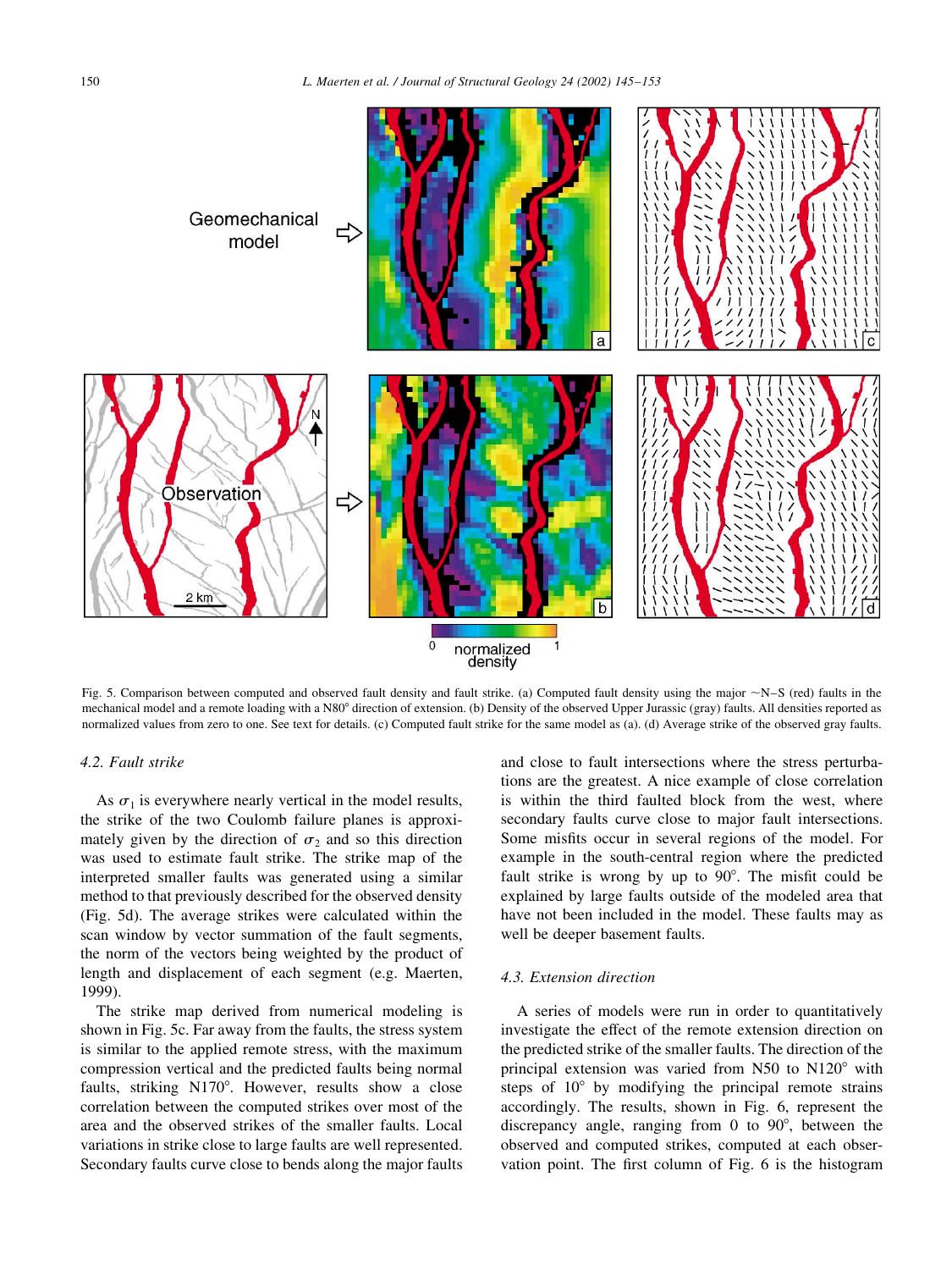Fig. 5. Comparison between computed and observed fault density and fault strike. (a) Computed fault density using the major ~N–S (red) faults in the mechanical model and a remote loading with a N80° direction of extension. (b) Density of the observed Upper Jurassic (gray) faults. All densities reported as normalized values from zero to one. See text for details. (c) Computed fault strike for the same model as (a). (d) Average strike of the observed gray faults.

### 4.2. Fault strike

As $\sigma_1$ is everywhere nearly vertical in the model results, the strike of the two Coulomb failure planes is approximately given by the direction of $\sigma_2$ and so this direction was used to estimate fault strike. The strike map of the interpreted smaller faults was generated using a similar method to that previously described for the observed density (Fig. 5d). The average strikes were calculated within the scan window by vector summation of the fault segments, the norm of the vectors being weighted by the product of length and displacement of each segment (e.g. Maerten, 1999).

The strike map derived from numerical modeling is shown in Fig. 5c. Far away from the faults, the stress system is similar to the applied remote stress, with the maximum compression vertical and the predicted faults being normal faults, striking N170°. However, results show a close correlation between the computed strikes over most of the area and the observed strikes of the smaller faults. Local variations in strike close to large faults are well represented. Secondary faults curve close to bends along the major faults and close to fault intersections where the stress perturbations are the greatest. A nice example of close correlation is within the third faulted block from the west, where secondary faults curve close to major fault intersections. Some misfits occur in several regions of the model. For example in the south-central region where the predicted fault strike is wrong by up to 90°. The misfit could be explained by large faults outside of the modeled area that have not been included in the model. These faults may as well be deeper basement faults.

### 4.3. Extension direction

A series of models were run in order to quantitatively investigate the effect of the remote extension direction on the predicted strike of the smaller faults. The direction of the principal extension was varied from N50 to N120° with steps of 10° by modifying the principal remote strains accordingly. The results, shown in Fig. 6, represent the discrepancy angle, ranging from 0 to 90°, between the observed and computed strikes, computed at each observation point. The first column of Fig. 6 is the histogram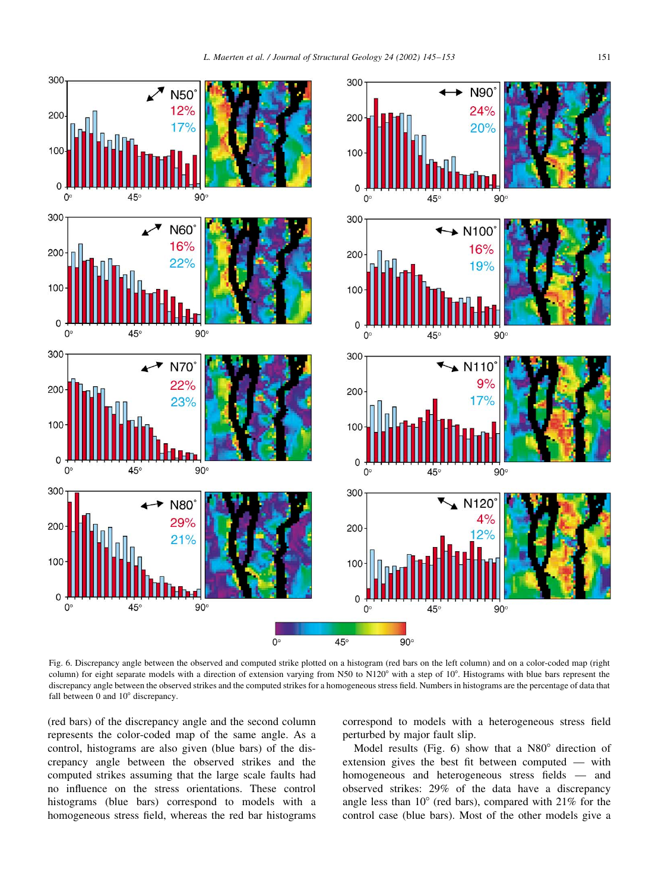Fig. 6. Discrepancy angle between the observed and computed strike plotted on a histogram (red bars on the left column) and on a color-coded map (right column) for eight separate models with a direction of extension varying from N50 to N120° with a step of 10°. Histograms with blue bars represent the discrepancy angle between the observed strikes and the computed strikes for a homogeneous stress field. Numbers in histograms are the percentage of data that fall between 0 and 10° discrepancy.

(red bars) of the discrepancy angle and the second column represents the color-coded map of the same angle. As a control, histograms are also given (blue bars) of the discrepancy angle between the observed strikes and the computed strikes assuming that the large scale faults had no influence on the stress orientations. These control histograms (blue bars) correspond to models with a homogeneous stress field, whereas the red bar histograms correspond to models with a heterogeneous stress field perturbed by major fault slip.

Model results (Fig. 6) show that a N80° direction of extension gives the best fit between computed — with homogeneous and heterogeneous stress fields — and observed strikes: 29% of the data have a discrepancy angle less than 10° (red bars), compared with 21% for the control case (blue bars). Most of the other models give a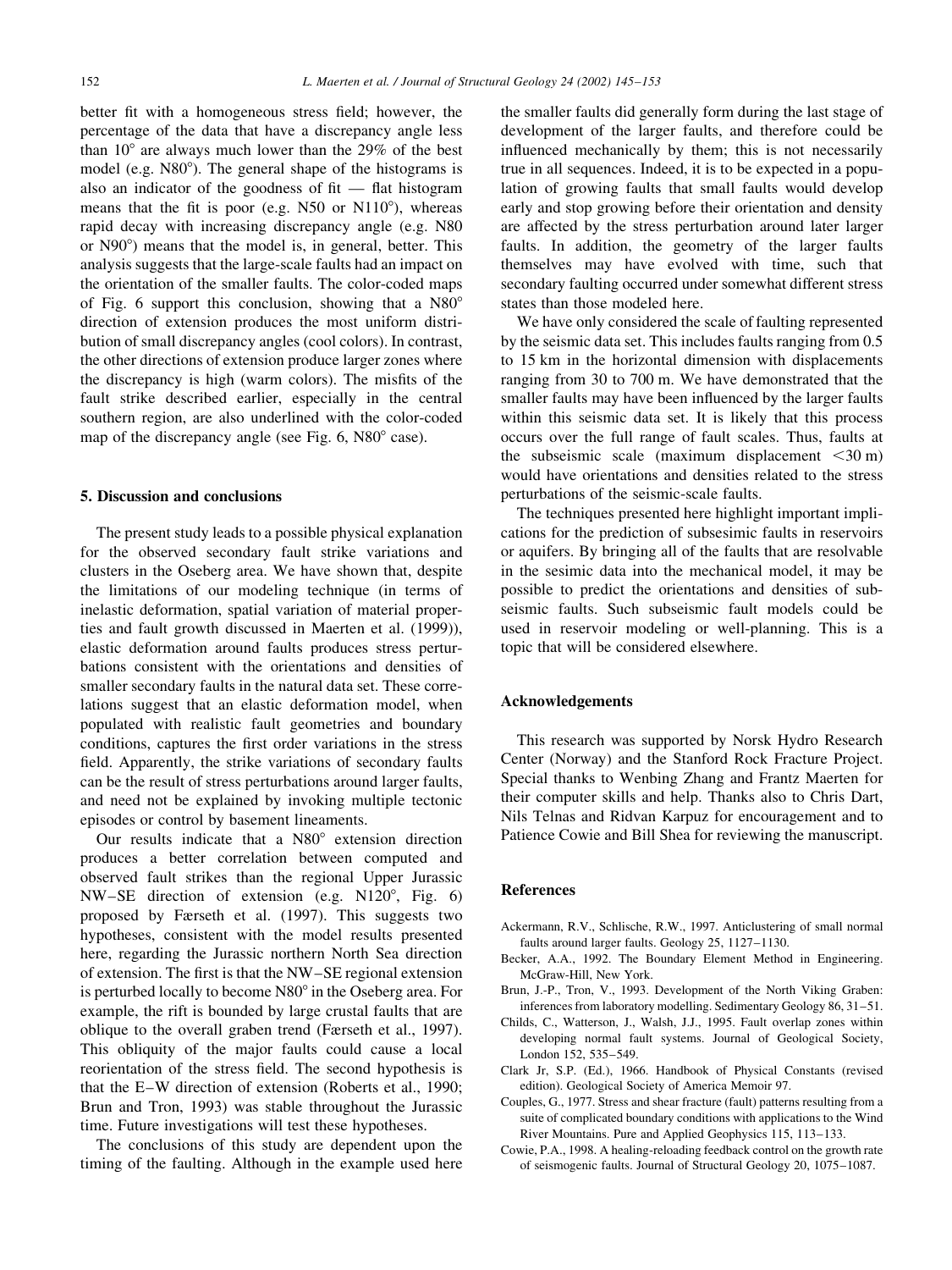better fit with a homogeneous stress field; however, the percentage of the data that have a discrepancy angle less than 10° are always much lower than the 29% of the best model (e.g. N80°). The general shape of the histograms is also an indicator of the goodness of fit — flat histogram means that the fit is poor (e.g. N50 or N110°), whereas rapid decay with increasing discrepancy angle (e.g. N80 or N90°) means that the model is, in general, better. This analysis suggests that the large-scale faults had an impact on the orientation of the smaller faults. The color-coded maps of Fig. 6 support this conclusion, showing that a N80° direction of extension produces the most uniform distribution of small discrepancy angles (cool colors). In contrast, the other directions of extension produce larger zones where the discrepancy is high (warm colors). The misfits of the fault strike described earlier, especially in the central southern region, are also underlined with the color-coded map of the discrepancy angle (see Fig. 6, N80° case).

## 5. Discussion and conclusions

The present study leads to a possible physical explanation for the observed secondary fault strike variations and clusters in the Oseberg area. We have shown that, despite the limitations of our modeling technique (in terms of inelastic deformation, spatial variation of material properties and fault growth discussed in Maerten et al. (1999)), elastic deformation around faults produces stress perturbations consistent with the orientations and densities of smaller secondary faults in the natural data set. These correlations suggest that an elastic deformation model, when populated with realistic fault geometries and boundary conditions, captures the first order variations in the stress field. Apparently, the strike variations of secondary faults can be the result of stress perturbations around larger faults, and need not be explained by invoking multiple tectonic episodes or control by basement lineaments.

Our results indicate that a N80° extension direction produces a better correlation between computed and observed fault strikes than the regional Upper Jurassic NW–SE direction of extension (e.g. N120°, Fig. 6) proposed by Færseth et al. (1997). This suggests two hypotheses, consistent with the model results presented here, regarding the Jurassic northern North Sea direction of extension. The first is that the NW–SE regional extension is perturbed locally to become N80° in the Oseberg area. For example, the rift is bounded by large crustal faults that are oblique to the overall graben trend (Færseth et al., 1997). This obliquity of the major faults could cause a local reorientation of the stress field. The second hypothesis is that the E–W direction of extension (Roberts et al., 1990; Brun and Tron, 1993) was stable throughout the Jurassic time. Future investigations will test these hypotheses.

The conclusions of this study are dependent upon the timing of the faulting. Although in the example used here the smaller faults did generally form during the last stage of development of the larger faults, and therefore could be influenced mechanically by them; this is not necessarily true in all sequences. Indeed, it is to be expected in a population of growing faults that small faults would develop early and stop growing before their orientation and density are affected by the stress perturbation around later larger faults. In addition, the geometry of the larger faults themselves may have evolved with time, such that secondary faulting occurred under somewhat different stress states than those modeled here.

We have only considered the scale of faulting represented by the seismic data set. This includes faults ranging from 0.5 to 15 km in the horizontal dimension with displacements ranging from 30 to 700 m. We have demonstrated that the smaller faults may have been influenced by the larger faults within this seismic data set. It is likely that this process occurs over the full range of fault scales. Thus, faults at the subseismic scale (maximum displacement <30 m) would have orientations and densities related to the stress perturbations of the seismic-scale faults.

The techniques presented here highlight important implications for the prediction of subsesimic faults in reservoirs or aquifers. By bringing all of the faults that are resolvable in the sesimic data into the mechanical model, it may be possible to predict the orientations and densities of subseismic faults. Such subseismic fault models could be used in reservoir modeling or well-planning. This is a topic that will be considered elsewhere.

## Acknowledgements

This research was supported by Norsk Hydro Research Center (Norway) and the Stanford Rock Fracture Project. Special thanks to Wenbing Zhang and Frantz Maerten for their computer skills and help. Thanks also to Chris Dart, Nils Telnas and Ridvan Karpuz for encouragement and to Patience Cowie and Bill Shea for reviewing the manuscript.

## References

- Ackermann, R.V., Schlische, R.W., 1997. Anticlustering of small normal faults around larger faults. Geology 25, 1127–1130.
- Becker, A.A., 1992. The Boundary Element Method in Engineering. McGraw-Hill, New York.
- Brun, J.-P., Tron, V., 1993. Development of the North Viking Graben: inferences from laboratory modelling. Sedimentary Geology 86, 31–51.
- Childs, C., Watterson, J., Walsh, J.J., 1995. Fault overlap zones within developing normal fault systems. Journal of Geological Society, London 152, 535–549.
- Clark Jr, S.P. (Ed.), 1966. Handbook of Physical Constants (revised edition). Geological Society of America Memoir 97.
- Couples, G., 1977. Stress and shear fracture (fault) patterns resulting from a suite of complicated boundary conditions with applications to the Wind River Mountains. Pure and Applied Geophysics 115, 113–133.
- Cowie, P.A., 1998. A healing-reloading feedback control on the growth rate of seismogenic faults. Journal of Structural Geology 20, 1075–1087.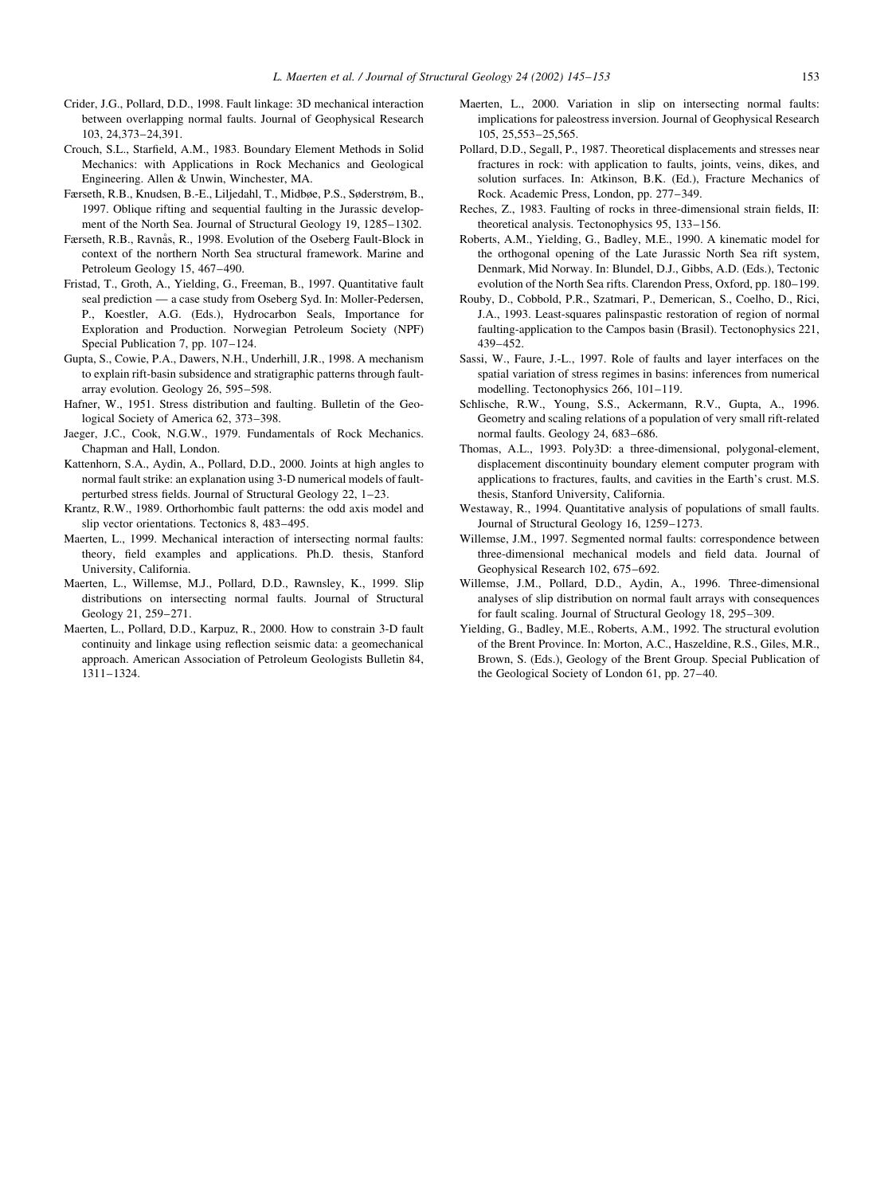Crider, J.G., Pollard, D.D., 1998. Fault linkage: 3D mechanical interaction between overlapping normal faults. Journal of Geophysical Research 103, 24,373–24,391.

Crouch, S.L., Starfield, A.M., 1983. Boundary Element Methods in Solid Mechanics: with Applications in Rock Mechanics and Geological Engineering. Allen & Unwin, Winchester, MA.

Færseth, R.B., Knudsen, B.-E., Liljedahl, T., Midbøe, P.S., Søderstrøm, B., 1997. Oblique rifting and sequential faulting in the Jurassic development of the North Sea. Journal of Structural Geology 19, 1285–1302.

Færseth, R.B., Ravnås, R., 1998. Evolution of the Oseberg Fault-Block in context of the northern North Sea structural framework. Marine and Petroleum Geology 15, 467–490.

Fristad, T., Groth, A., Yielding, G., Freeman, B., 1997. Quantitative fault seal prediction — a case study from Oseberg Syd. In: Moller-Pedersen, P., Koestler, A.G. (Eds.), Hydrocarbon Seals, Importance for Exploration and Production. Norwegian Petroleum Society (NPF) Special Publication 7, pp. 107–124.

Gupta, S., Cowie, P.A., Dawers, N.H., Underhill, J.R., 1998. A mechanism to explain rift-basin subsidence and stratigraphic patterns through fault-array evolution. Geology 26, 595–598.

Hafner, W., 1951. Stress distribution and faulting. Bulletin of the Geological Society of America 62, 373–398.

Jaeger, J.C., Cook, N.G.W., 1979. Fundamentals of Rock Mechanics. Chapman and Hall, London.

Kattenhorn, S.A., Aydin, A., Pollard, D.D., 2000. Joints at high angles to normal fault strike: an explanation using 3-D numerical models of fault-perturbed stress fields. Journal of Structural Geology 22, 1–23.

Krantz, R.W., 1989. Orthorhombic fault patterns: the odd axis model and slip vector orientations. Tectonics 8, 483–495.

Maerten, L., 1999. Mechanical interaction of intersecting normal faults: theory, field examples and applications. Ph.D. thesis, Stanford University, California.

Maerten, L., Willemse, M.J., Pollard, D.D., Rawnsley, K., 1999. Slip distributions on intersecting normal faults. Journal of Structural Geology 21, 259–271.

Maerten, L., Pollard, D.D., Karpuz, R., 2000. How to constrain 3-D fault continuity and linkage using reflection seismic data: a geomechanical approach. American Association of Petroleum Geologists Bulletin 84, 1311–1324.

Maerten, L., 2000. Variation in slip on intersecting normal faults: implications for paleostress inversion. Journal of Geophysical Research 105, 25,553–25,565.

Pollard, D.D., Segall, P., 1987. Theoretical displacements and stresses near fractures in rock: with application to faults, joints, veins, dikes, and solution surfaces. In: Atkinson, B.K. (Ed.), Fracture Mechanics of Rock. Academic Press, London, pp. 277–349.

Reches, Z., 1983. Faulting of rocks in three-dimensional strain fields, II: theoretical analysis. Tectonophysics 95, 133–156.

Roberts, A.M., Yielding, G., Badley, M.E., 1990. A kinematic model for the orthogonal opening of the Late Jurassic North Sea rift system, Denmark, Mid Norway. In: Blundel, D.J., Gibbs, A.D. (Eds.), Tectonic evolution of the North Sea rifts. Clarendon Press, Oxford, pp. 180–199.

Rouby, D., Cobbold, P.R., Szatmari, P., Demerican, S., Coelho, D., Rici, J.A., 1993. Least-squares palinspastic restoration of region of normal faulting-application to the Campos basin (Brasil). Tectonophysics 221, 439–452.

Sassi, W., Faure, J.-L., 1997. Role of faults and layer interfaces on the spatial variation of stress regimes in basins: inferences from numerical modelling. Tectonophysics 266, 101–119.

Schlische, R.W., Young, S.S., Ackermann, R.V., Gupta, A., 1996. Geometry and scaling relations of a population of very small rift-related normal faults. Geology 24, 683–686.

Thomas, A.L., 1993. Poly3D: a three-dimensional, polygonal-element, displacement discontinuity boundary element computer program with applications to fractures, faults, and cavities in the Earth's crust. M.S. thesis, Stanford University, California.

Westaway, R., 1994. Quantitative analysis of populations of small faults. Journal of Structural Geology 16, 1259–1273.

Willemse, J.M., 1997. Segmented normal faults: correspondence between three-dimensional mechanical models and field data. Journal of Geophysical Research 102, 675–692.

Willemse, J.M., Pollard, D.D., Aydin, A., 1996. Three-dimensional analyses of slip distribution on normal fault arrays with consequences for fault scaling. Journal of Structural Geology 18, 295–309.

Yielding, G., Badley, M.E., Roberts, A.M., 1992. The structural evolution of the Brent Province. In: Morton, A.C., Haszeldine, R.S., Giles, M.R., Brown, S. (Eds.), Geology of the Brent Group. Special Publication of the Geological Society of London 61, pp. 27–40.